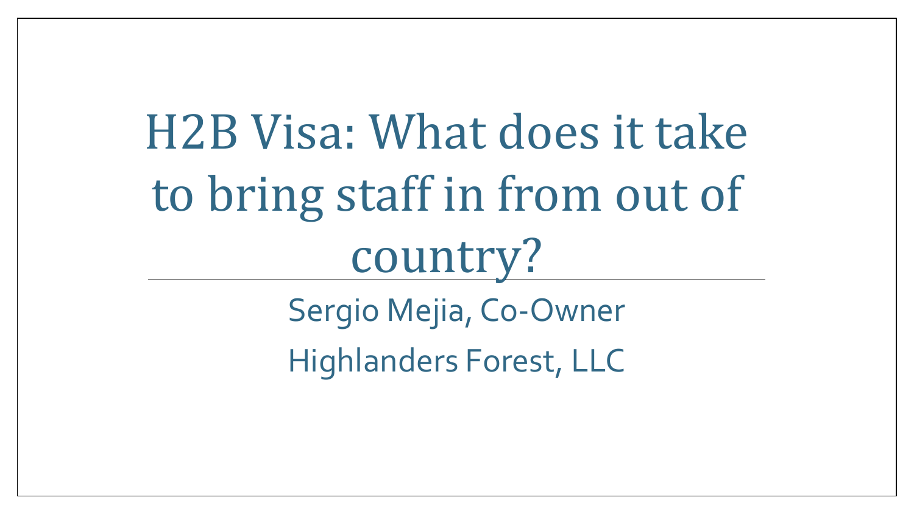# H2B Visa: What does it take to bring staff in from out of country?

Sergio Mejia, Co-Owner

Highlanders Forest, LLC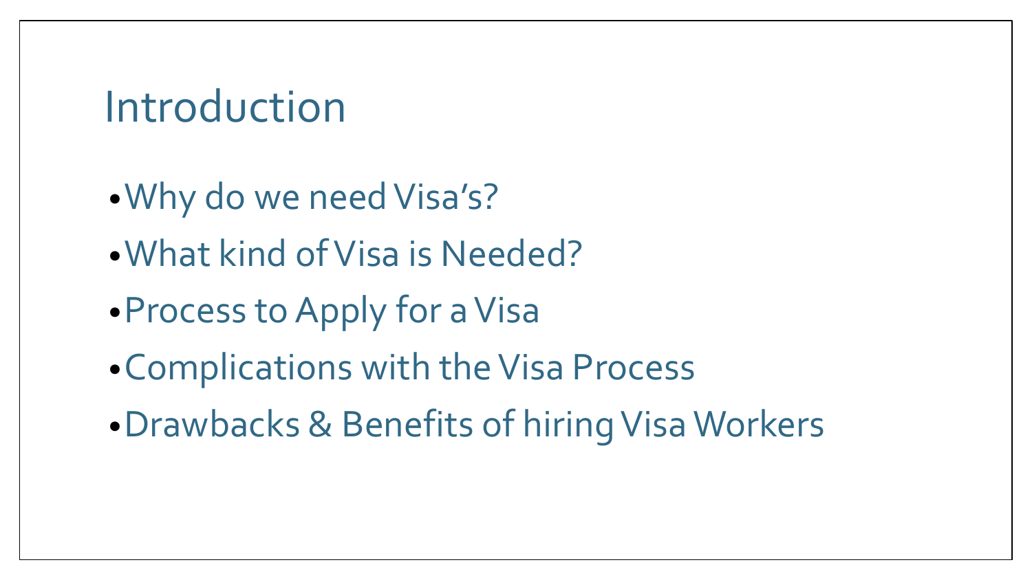# Introduction

- Why do we need Visa's?
- What kind of Visa is Needed?
- Process to Apply for a Visa
- Complications with the Visa Process
- Drawbacks & Benefits of hiring Visa Workers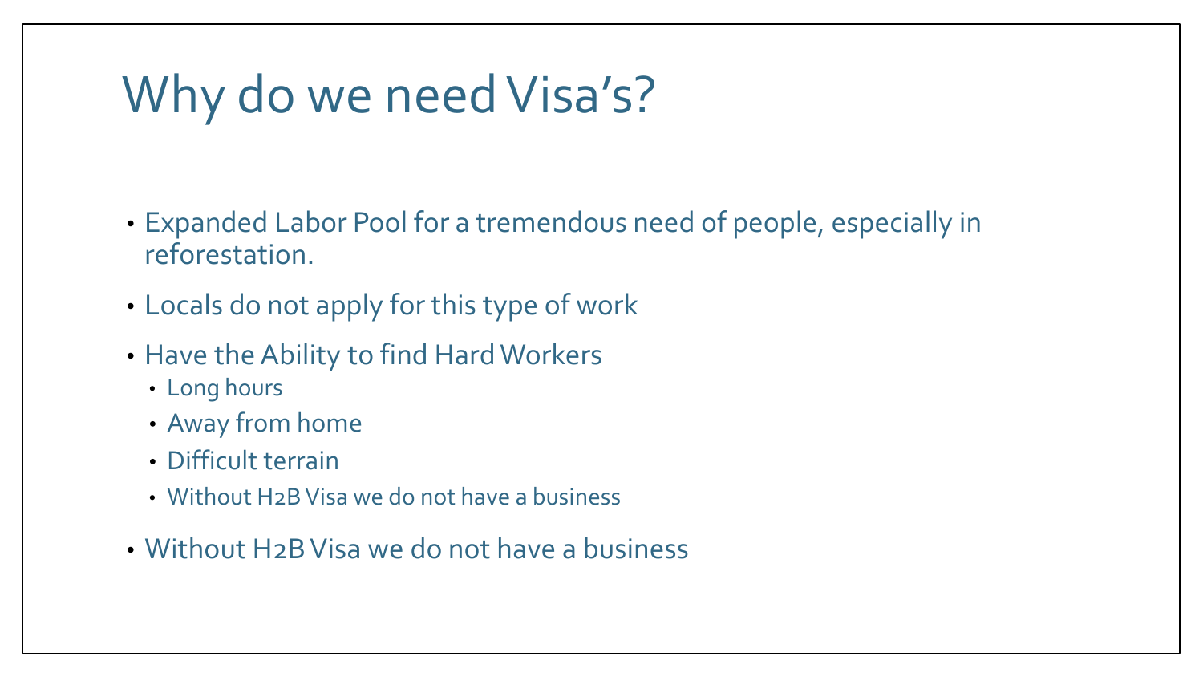# Why do we need Visa's?

- Expanded Labor Pool for a tremendous need of people, especially in reforestation.
- Locals do not apply for this type of work
- Have the Ability to find Hard Workers
  - Long hours
  - Away from home
  - Difficult terrain
  - Without H2B Visa we do not have a business
- Without H2B Visa we do not have a business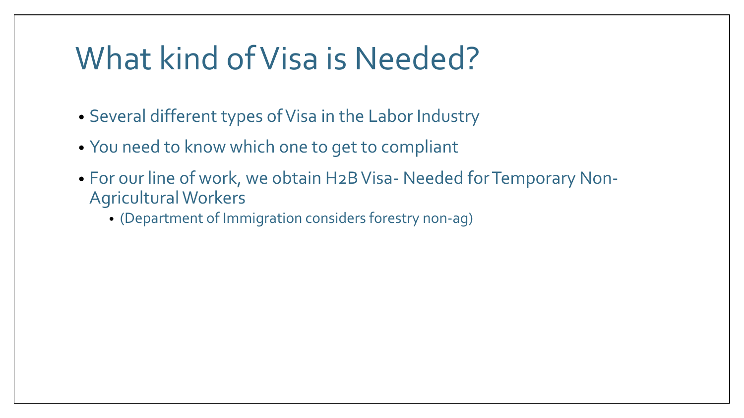# What kind of Visa is Needed?

- Several different types of Visa in the Labor Industry
- You need to know which one to get to compliant
- For our line of work, we obtain H2B Visa- Needed for Temporary Non-Agricultural Workers
  - (Department of Immigration considers forestry non-ag)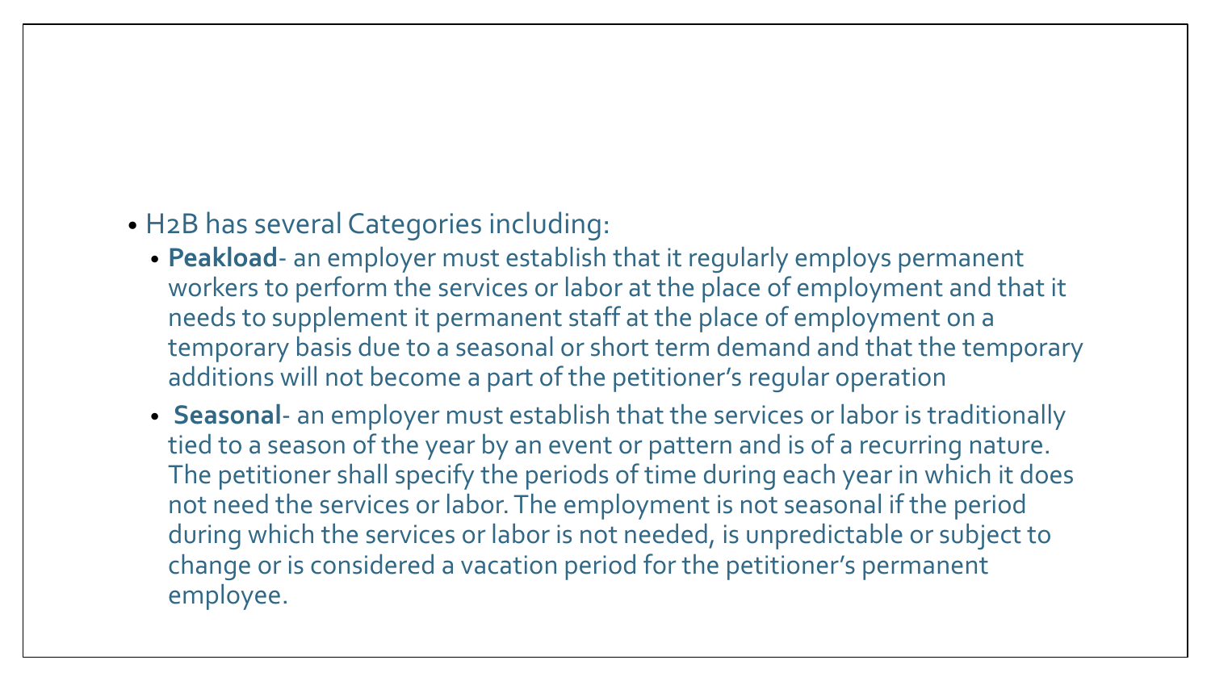- H2B has several Categories including:
  - **Peakload**- an employer must establish that it regularly employs permanent workers to perform the services or labor at the place of employment and that it needs to supplement it permanent staff at the place of employment on a temporary basis due to a seasonal or short term demand and that the temporary additions will not become a part of the petitioner's regular operation
  - **Seasonal**- an employer must establish that the services or labor is traditionally tied to a season of the year by an event or pattern and is of a recurring nature. The petitioner shall specify the periods of time during each year in which it does not need the services or labor. The employment is not seasonal if the period during which the services or labor is not needed, is unpredictable or subject to change or is considered a vacation period for the petitioner's permanent employee.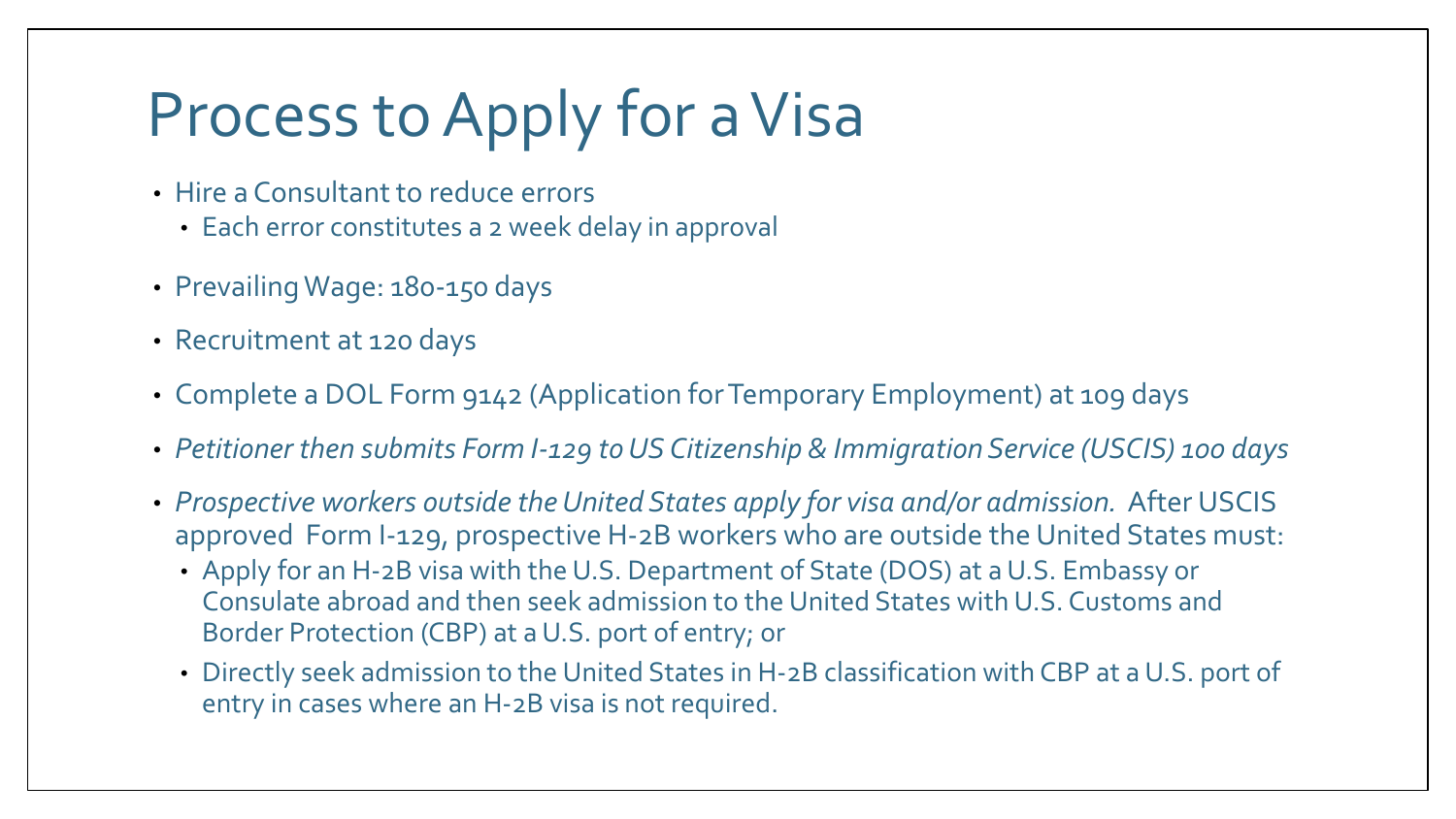# Process to Apply for a Visa

- Hire a Consultant to reduce errors
  - Each error constitutes a 2 week delay in approval
- Prevailing Wage: 180-150 days
- Recruitment at 120 days
- Complete a DOL Form 9142 (Application for Temporary Employment) at 109 days
- *Petitioner then submits Form I-129 to US Citizenship & Immigration Service (USCIS) 100 days*
- *Prospective workers outside the United States apply for visa and/or admission.* After USCIS approved Form I-129, prospective H-2B workers who are outside the United States must:
  - Apply for an H-2B visa with the U.S. Department of State (DOS) at a U.S. Embassy or Consulate abroad and then seek admission to the United States with U.S. Customs and Border Protection (CBP) at a U.S. port of entry; or
  - Directly seek admission to the United States in H-2B classification with CBP at a U.S. port of entry in cases where an H-2B visa is not required.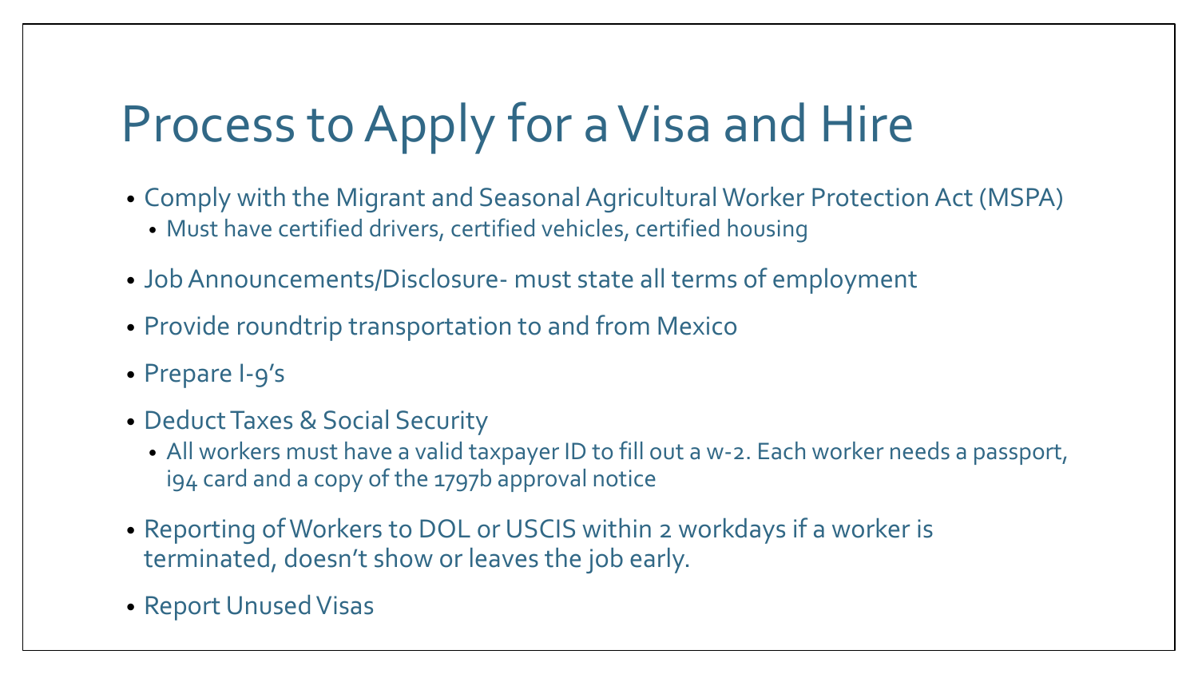# Process to Apply for a Visa and Hire

- Comply with the Migrant and Seasonal Agricultural Worker Protection Act (MSPA)
  - Must have certified drivers, certified vehicles, certified housing
- Job Announcements/Disclosure- must state all terms of employment
- Provide roundtrip transportation to and from Mexico
- Prepare I-9's
- Deduct Taxes & Social Security
  - All workers must have a valid taxpayer ID to fill out a w-2. Each worker needs a passport, i94 card and a copy of the 1797b approval notice
- Reporting of Workers to DOL or USCIS within 2 workdays if a worker is terminated, doesn't show or leaves the job early.
- Report Unused Visas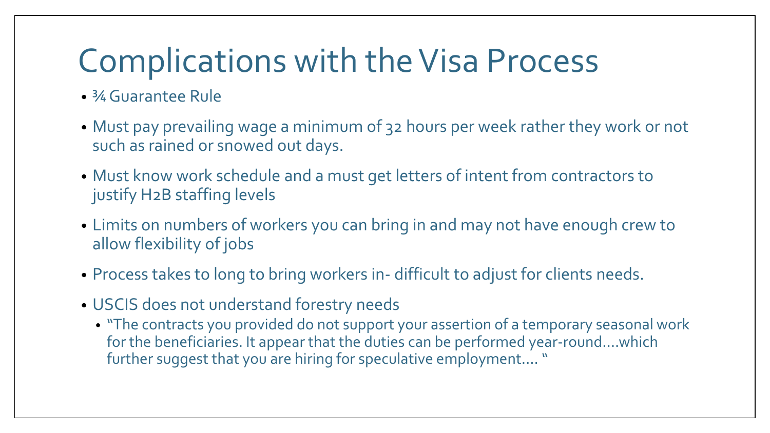# Complications with the Visa Process

- ¾ Guarantee Rule
- Must pay prevailing wage a minimum of 32 hours per week rather they work or not such as rained or snowed out days.
- Must know work schedule and a must get letters of intent from contractors to justify H2B staffing levels
- Limits on numbers of workers you can bring in and may not have enough crew to allow flexibility of jobs
- Process takes to long to bring workers in- difficult to adjust for clients needs.
- USCIS does not understand forestry needs
  - "The contracts you provided do not support your assertion of a temporary seasonal work for the beneficiaries. It appear that the duties can be performed year-round….which further suggest that you are hiring for speculative employment…. "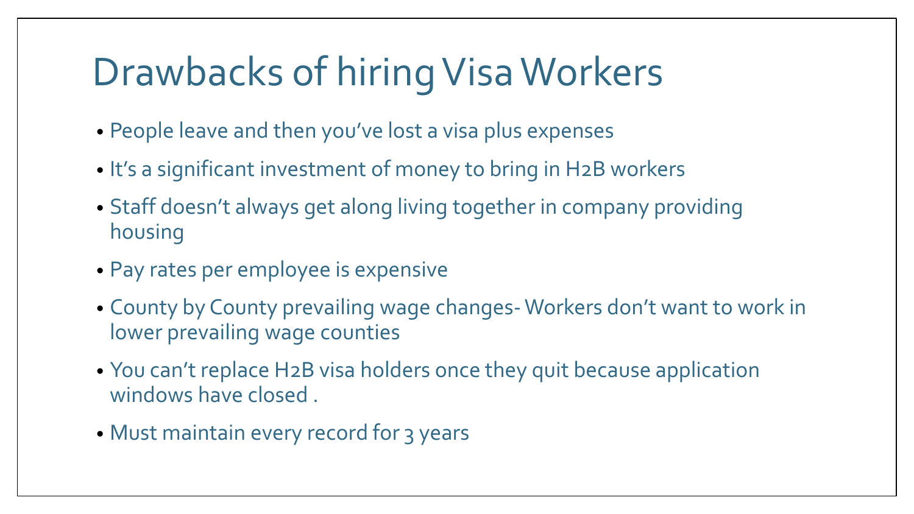# Drawbacks of hiring Visa Workers

- People leave and then you've lost a visa plus expenses
- It's a significant investment of money to bring in H2B workers
- Staff doesn't always get along living together in company providing housing
- Pay rates per employee is expensive
- County by County prevailing wage changes- Workers don't want to work in lower prevailing wage counties
- You can't replace H2B visa holders once they quit because application windows have closed .
- Must maintain every record for 3 years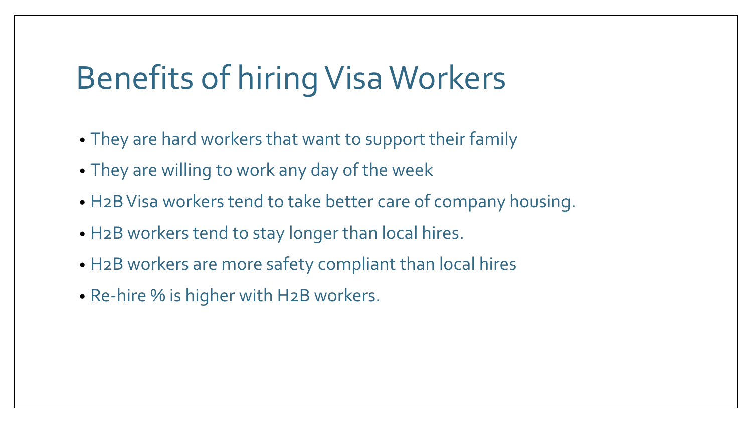# Benefits of hiring Visa Workers

- They are hard workers that want to support their family
- They are willing to work any day of the week
- H2B Visa workers tend to take better care of company housing.
- H2B workers tend to stay longer than local hires.
- H2B workers are more safety compliant than local hires
- Re-hire % is higher with H2B workers.